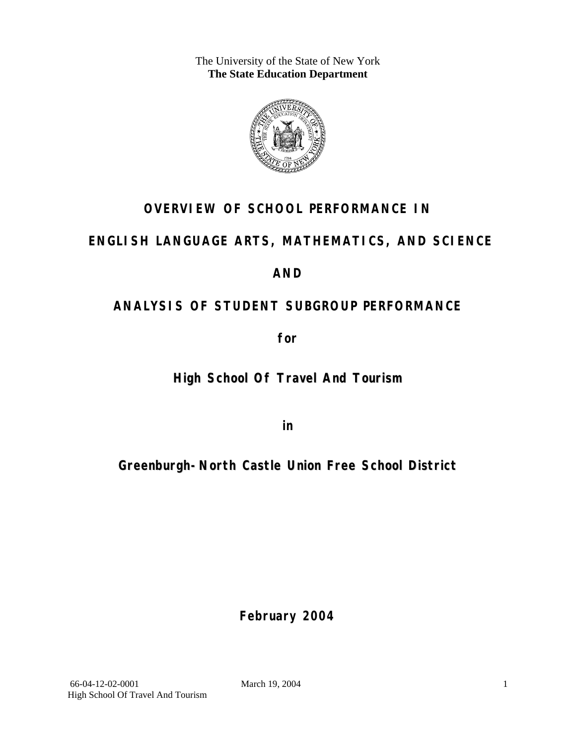The University of the State of New York
**The State Education Department**

# OVERVIEW OF SCHOOL PERFORMANCE IN

# ENGLISH LANGUAGE ARTS, MATHEMATICS, AND SCIENCE

# AND

# ANALYSIS OF STUDENT SUBGROUP PERFORMANCE

**for**

## High School Of Travel And Tourism

**in**

## Greenburgh-North Castle Union Free School District

**February 2004**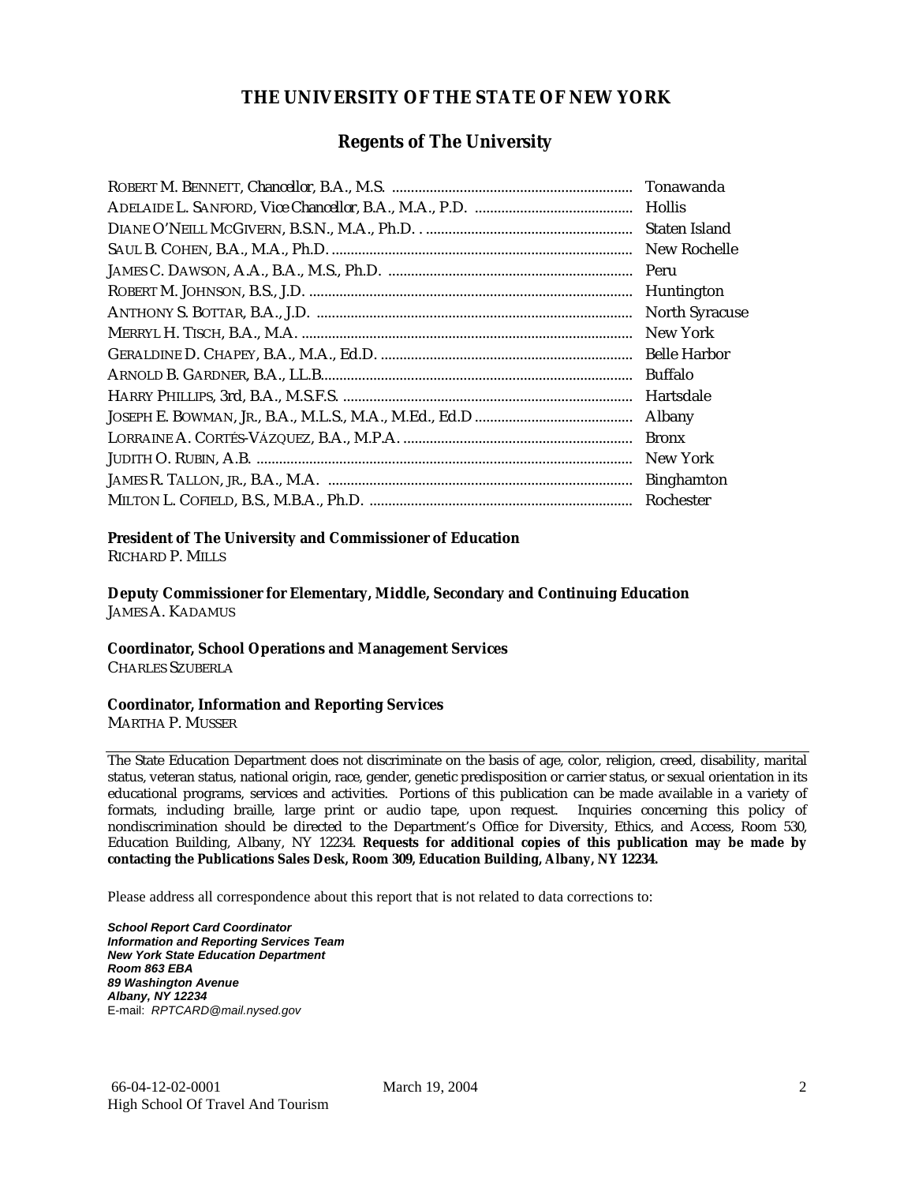# THE UNIVERSITY OF THE STATE OF NEW YORK

## Regents of The University

| | |
|---|---|
| ROBERT M. BENNETT, *Chancellor*, B.A., M.S. | Tonawanda |
| ADELAIDE L. SANFORD, *Vice Chancellor*, B.A., M.A., P.D. | Hollis |
| DIANE O'NEILL MCGIVERN, B.S.N., M.A., Ph.D. | Staten Island |
| SAUL B. COHEN, B.A., M.A., Ph.D. | New Rochelle |
| JAMES C. DAWSON, A.A., B.A., M.S., Ph.D. | Peru |
| ROBERT M. JOHNSON, B.S., J.D. | Huntington |
| ANTHONY S. BOTTAR, B.A., J.D. | North Syracuse |
| MERRYL H. TISCH, B.A., M.A. | New York |
| GERALDINE D. CHAPEY, B.A., M.A., Ed.D. | Belle Harbor |
| ARNOLD B. GARDNER, B.A., LL.B. | Buffalo |
| HARRY PHILLIPS, 3rd, B.A., M.S.F.S. | Hartsdale |
| JOSEPH E. BOWMAN, JR., B.A., M.L.S., M.A., M.Ed., Ed.D | Albany |
| LORRAINE A. CORTÉS-VÁZQUEZ, B.A., M.P.A. | Bronx |
| JUDITH O. RUBIN, A.B. | New York |
| JAMES R. TALLON, JR., B.A., M.A. | Binghamton |
| MILTON L. COFIELD, B.S., M.B.A., Ph.D. | Rochester |

**President of The University and Commissioner of Education**
RICHARD P. MILLS

**Deputy Commissioner for Elementary, Middle, Secondary and Continuing Education**
JAMES A. KADAMUS

**Coordinator, School Operations and Management Services**
CHARLES SZUBERLA

**Coordinator, Information and Reporting Services**
MARTHA P. MUSSER

---

The State Education Department does not discriminate on the basis of age, color, religion, creed, disability, marital status, veteran status, national origin, race, gender, genetic predisposition or carrier status, or sexual orientation in its educational programs, services and activities. Portions of this publication can be made available in a variety of formats, including braille, large print or audio tape, upon request. Inquiries concerning this policy of nondiscrimination should be directed to the Department's Office for Diversity, Ethics, and Access, Room 530, Education Building, Albany, NY 12234. **Requests for additional copies of this publication may be made by contacting the Publications Sales Desk, Room 309, Education Building, Albany, NY 12234.**

Please address all correspondence about this report that is not related to data corrections to:

***School Report Card Coordinator***
***Information and Reporting Services Team***
***New York State Education Department***
***Room 863 EBA***
***89 Washington Avenue***
***Albany, NY 12234***
E-mail: *RPTCARD@mail.nysed.gov*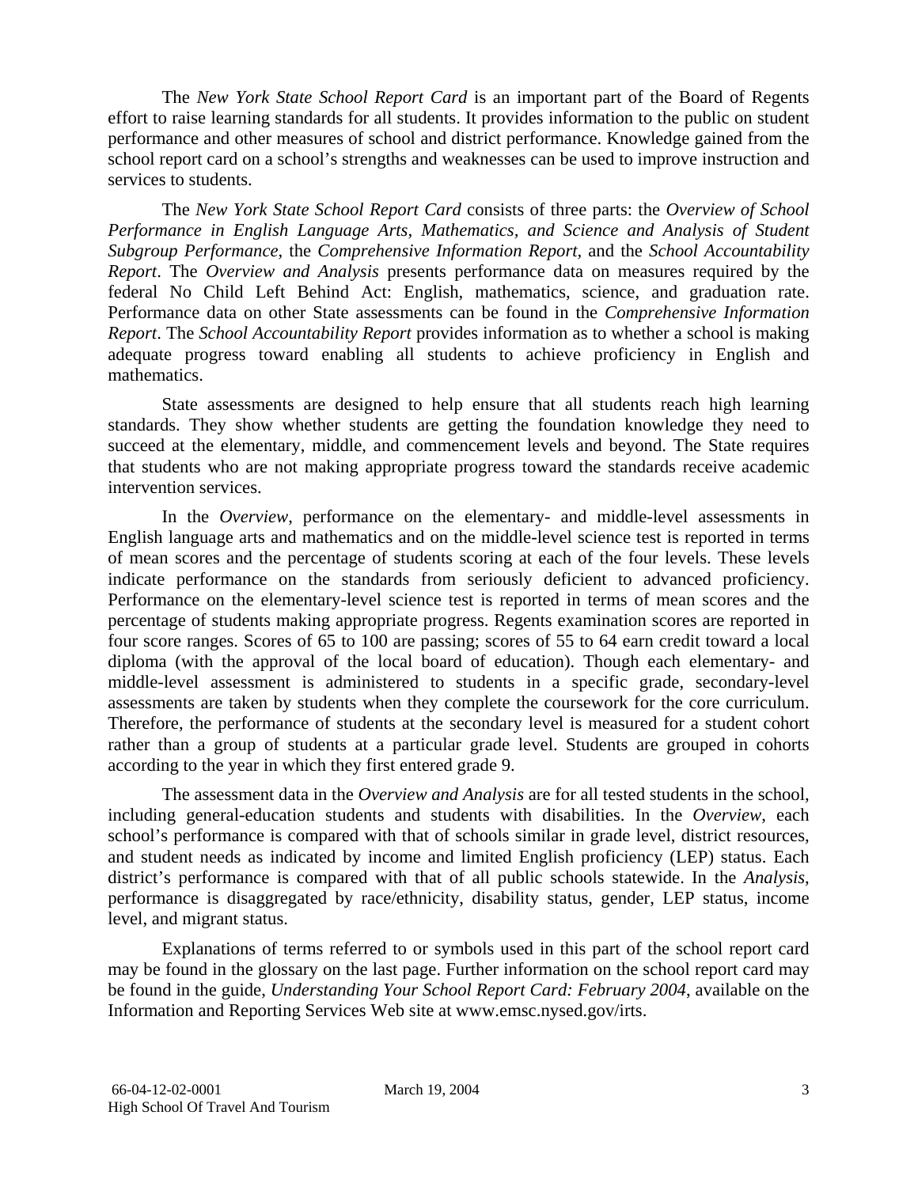The *New York State School Report Card* is an important part of the Board of Regents effort to raise learning standards for all students. It provides information to the public on student performance and other measures of school and district performance. Knowledge gained from the school report card on a school's strengths and weaknesses can be used to improve instruction and services to students.

The *New York State School Report Card* consists of three parts: the *Overview of School Performance in English Language Arts, Mathematics, and Science and Analysis of Student Subgroup Performance,* the *Comprehensive Information Report,* and the *School Accountability Report*. The *Overview and Analysis* presents performance data on measures required by the federal No Child Left Behind Act: English, mathematics, science, and graduation rate. Performance data on other State assessments can be found in the *Comprehensive Information Report*. The *School Accountability Report* provides information as to whether a school is making adequate progress toward enabling all students to achieve proficiency in English and mathematics.

State assessments are designed to help ensure that all students reach high learning standards. They show whether students are getting the foundation knowledge they need to succeed at the elementary, middle, and commencement levels and beyond. The State requires that students who are not making appropriate progress toward the standards receive academic intervention services.

In the *Overview*, performance on the elementary- and middle-level assessments in English language arts and mathematics and on the middle-level science test is reported in terms of mean scores and the percentage of students scoring at each of the four levels. These levels indicate performance on the standards from seriously deficient to advanced proficiency. Performance on the elementary-level science test is reported in terms of mean scores and the percentage of students making appropriate progress. Regents examination scores are reported in four score ranges. Scores of 65 to 100 are passing; scores of 55 to 64 earn credit toward a local diploma (with the approval of the local board of education). Though each elementary- and middle-level assessment is administered to students in a specific grade, secondary-level assessments are taken by students when they complete the coursework for the core curriculum. Therefore, the performance of students at the secondary level is measured for a student cohort rather than a group of students at a particular grade level. Students are grouped in cohorts according to the year in which they first entered grade 9.

The assessment data in the *Overview and Analysis* are for all tested students in the school, including general-education students and students with disabilities. In the *Overview*, each school's performance is compared with that of schools similar in grade level, district resources, and student needs as indicated by income and limited English proficiency (LEP) status. Each district's performance is compared with that of all public schools statewide. In the *Analysis*, performance is disaggregated by race/ethnicity, disability status, gender, LEP status, income level, and migrant status.

Explanations of terms referred to or symbols used in this part of the school report card may be found in the glossary on the last page. Further information on the school report card may be found in the guide, *Understanding Your School Report Card: February 2004*, available on the Information and Reporting Services Web site at www.emsc.nysed.gov/irts.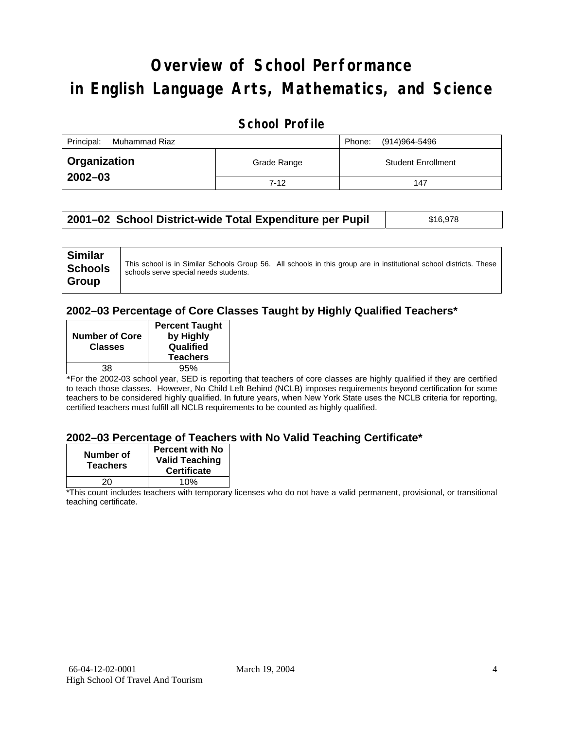# Overview of School Performance in English Language Arts, Mathematics, and Science

## School Profile

| Principal: Muhammad Riaz | | Phone: (914)964-5496 |
|---|---|---|
| **Organization 2002–03** | Grade Range | Student Enrollment |
| | 7-12 | 147 |

| **2001–02 School District-wide Total Expenditure per Pupil** | $16,978 |
|---|---|

| **Similar Schools Group** | This school is in Similar Schools Group 56. All schools in this group are in institutional school districts. These schools serve special needs students. |
|---|---|

### 2002–03 Percentage of Core Classes Taught by Highly Qualified Teachers*

| Number of Core Classes | Percent Taught by Highly Qualified Teachers |
|---|---|
| 38 | 95% |

*For the 2002-03 school year, SED is reporting that teachers of core classes are highly qualified if they are certified to teach those classes. However, No Child Left Behind (NCLB) imposes requirements beyond certification for some teachers to be considered highly qualified. In future years, when New York State uses the NCLB criteria for reporting, certified teachers must fulfill all NCLB requirements to be counted as highly qualified.

### 2002–03 Percentage of Teachers with No Valid Teaching Certificate*

| Number of Teachers | Percent with No Valid Teaching Certificate |
|---|---|
| 20 | 10% |

*This count includes teachers with temporary licenses who do not have a valid permanent, provisional, or transitional teaching certificate.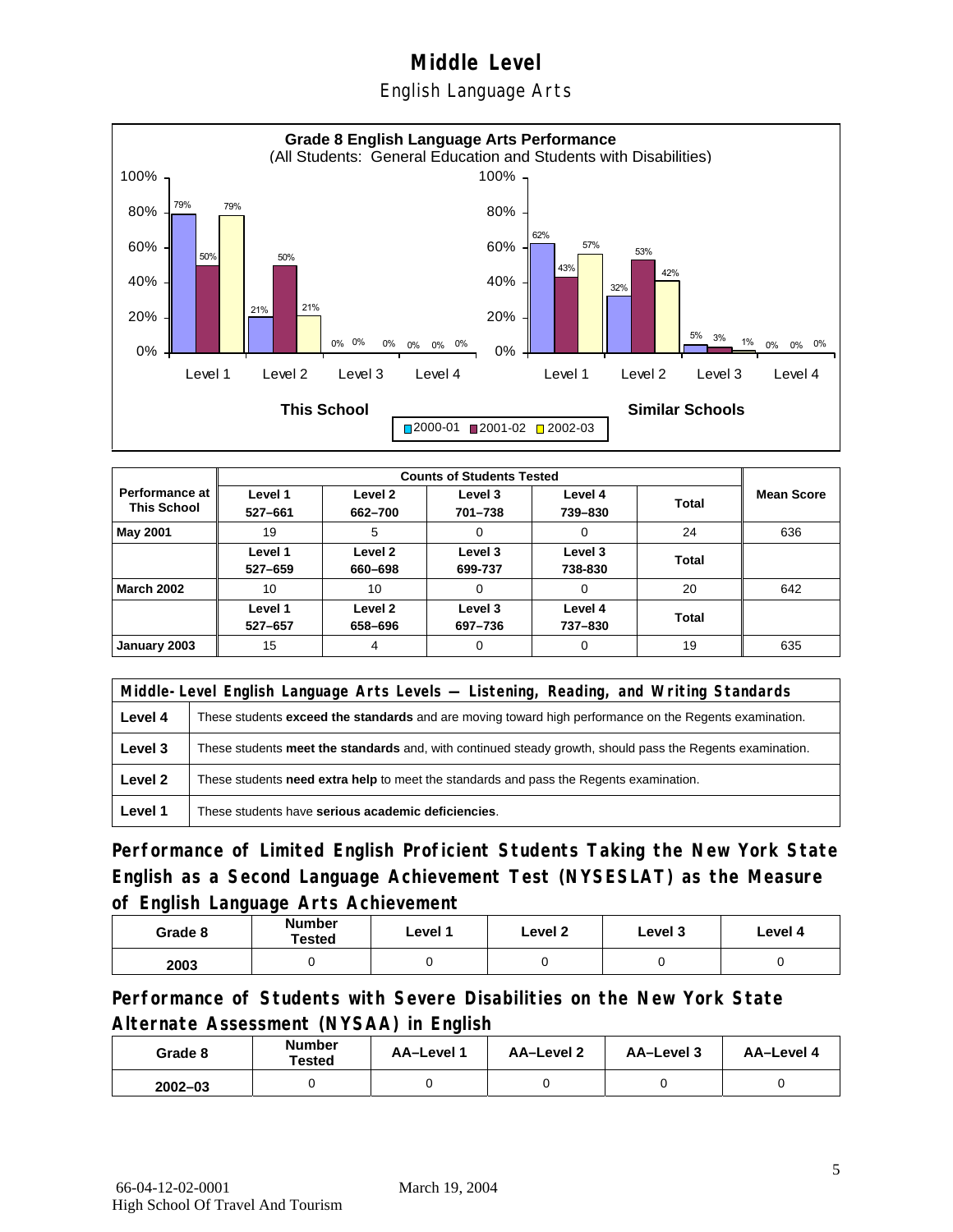# Middle Level

English Language Arts

**Grade 8 English Language Arts Performance**
(All Students: General Education and Students with Disabilities)

| | Level 1 | Level 2 | Level 3 | Level 4 |
|---|---|---|---|---|
| **This School** 2000-01 | 79% | 21% | 0% | 0% |
| **This School** 2001-02 | 50% | 50% | 0% | 0% |
| **This School** 2002-03 | 79% | 21% | 0% | 0% |
| **Similar Schools** 2000-01 | 62% | 32% | 5% | 0% |
| **Similar Schools** 2001-02 | 43% | 53% | 3% | 0% |
| **Similar Schools** 2002-03 | 57% | 42% | 1% | 0% |

| Performance at This School | Counts of Students Tested | | | | | Mean Score |
|---|---|---|---|---|---|---|
| | Level 1 527–661 | Level 2 662–700 | Level 3 701–738 | Level 4 739–830 | Total | |
| **May 2001** | 19 | 5 | 0 | 0 | 24 | 636 |
| | Level 1 527–659 | Level 2 660–698 | Level 3 699-737 | Level 3 738-830 | Total | |
| **March 2002** | 10 | 10 | 0 | 0 | 20 | 642 |
| | Level 1 527–657 | Level 2 658–696 | Level 3 697–736 | Level 4 737–830 | Total | |
| **January 2003** | 15 | 4 | 0 | 0 | 19 | 635 |

| Middle-Level English Language Arts Levels — Listening, Reading, and Writing Standards | |
|---|---|
| **Level 4** | These students **exceed the standards** and are moving toward high performance on the Regents examination. |
| **Level 3** | These students **meet the standards** and, with continued steady growth, should pass the Regents examination. |
| **Level 2** | These students **need extra help** to meet the standards and pass the Regents examination. |
| **Level 1** | These students have **serious academic deficiencies**. |

## Performance of Limited English Proficient Students Taking the New York State English as a Second Language Achievement Test (NYSESLAT) as the Measure of English Language Arts Achievement

| Grade 8 | Number Tested | Level 1 | Level 2 | Level 3 | Level 4 |
|---|---|---|---|---|---|
| 2003 | 0 | 0 | 0 | 0 | 0 |

## Performance of Students with Severe Disabilities on the New York State Alternate Assessment (NYSAA) in English

| Grade 8 | Number Tested | AA–Level 1 | AA–Level 2 | AA–Level 3 | AA–Level 4 |
|---|---|---|---|---|---|
| 2002–03 | 0 | 0 | 0 | 0 | 0 |

66-04-12-02-0001 High School Of Travel And Tourism — March 19, 2004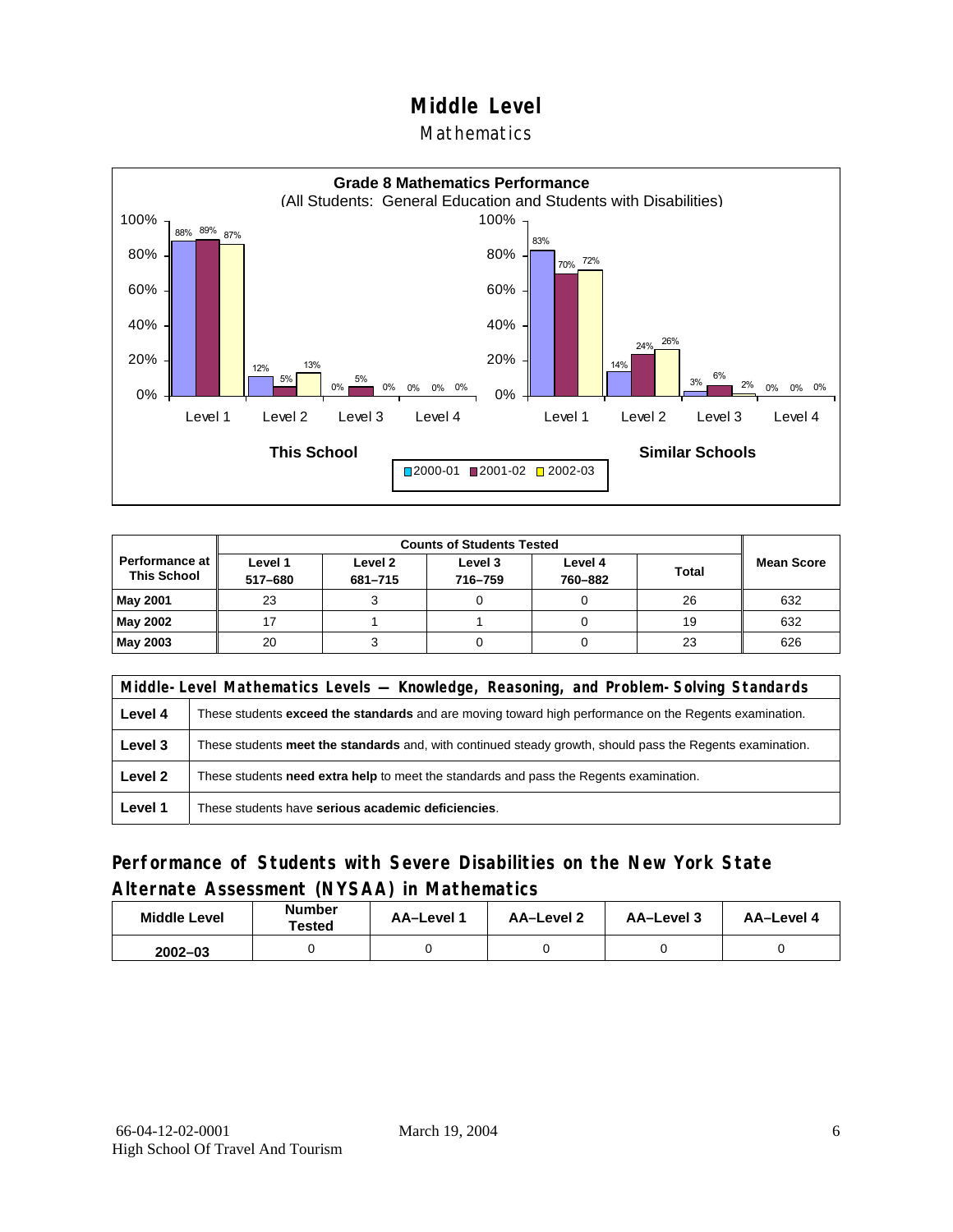# Middle Level

## Mathematics

**Grade 8 Mathematics Performance**
(All Students: General Education and Students with Disabilities)

| | This School 2000-01 | This School 2001-02 | This School 2002-03 | Similar Schools 2000-01 | Similar Schools 2001-02 | Similar Schools 2002-03 |
|---|---|---|---|---|---|---|
| Level 1 | 88% | 89% | 87% | 83% | 70% | 72% |
| Level 2 | 12% | 5% | 13% | 14% | 24% | 26% |
| Level 3 | 0% | 5% | 0% | 3% | 6% | 2% |
| Level 4 | 0% | 0% | 0% | 0% | 0% | 0% |

| Performance at This School | Counts of Students Tested | | | | | Mean Score |
|---|---|---|---|---|---|---|
| | Level 1 517–680 | Level 2 681–715 | Level 3 716–759 | Level 4 760–882 | Total | |
| **May 2001** | 23 | 3 | 0 | 0 | 26 | 632 |
| **May 2002** | 17 | 1 | 1 | 0 | 19 | 632 |
| **May 2003** | 20 | 3 | 0 | 0 | 23 | 626 |

| Middle-Level Mathematics Levels — Knowledge, Reasoning, and Problem-Solving Standards | |
|---|---|
| **Level 4** | These students **exceed the standards** and are moving toward high performance on the Regents examination. |
| **Level 3** | These students **meet the standards** and, with continued steady growth, should pass the Regents examination. |
| **Level 2** | These students **need extra help** to meet the standards and pass the Regents examination. |
| **Level 1** | These students have **serious academic deficiencies**. |

## Performance of Students with Severe Disabilities on the New York State Alternate Assessment (NYSAA) in Mathematics

| Middle Level | Number Tested | AA–Level 1 | AA–Level 2 | AA–Level 3 | AA–Level 4 |
|---|---|---|---|---|---|
| 2002–03 | 0 | 0 | 0 | 0 | 0 |

66-04-12-02-0001 March 19, 2004
High School Of Travel And Tourism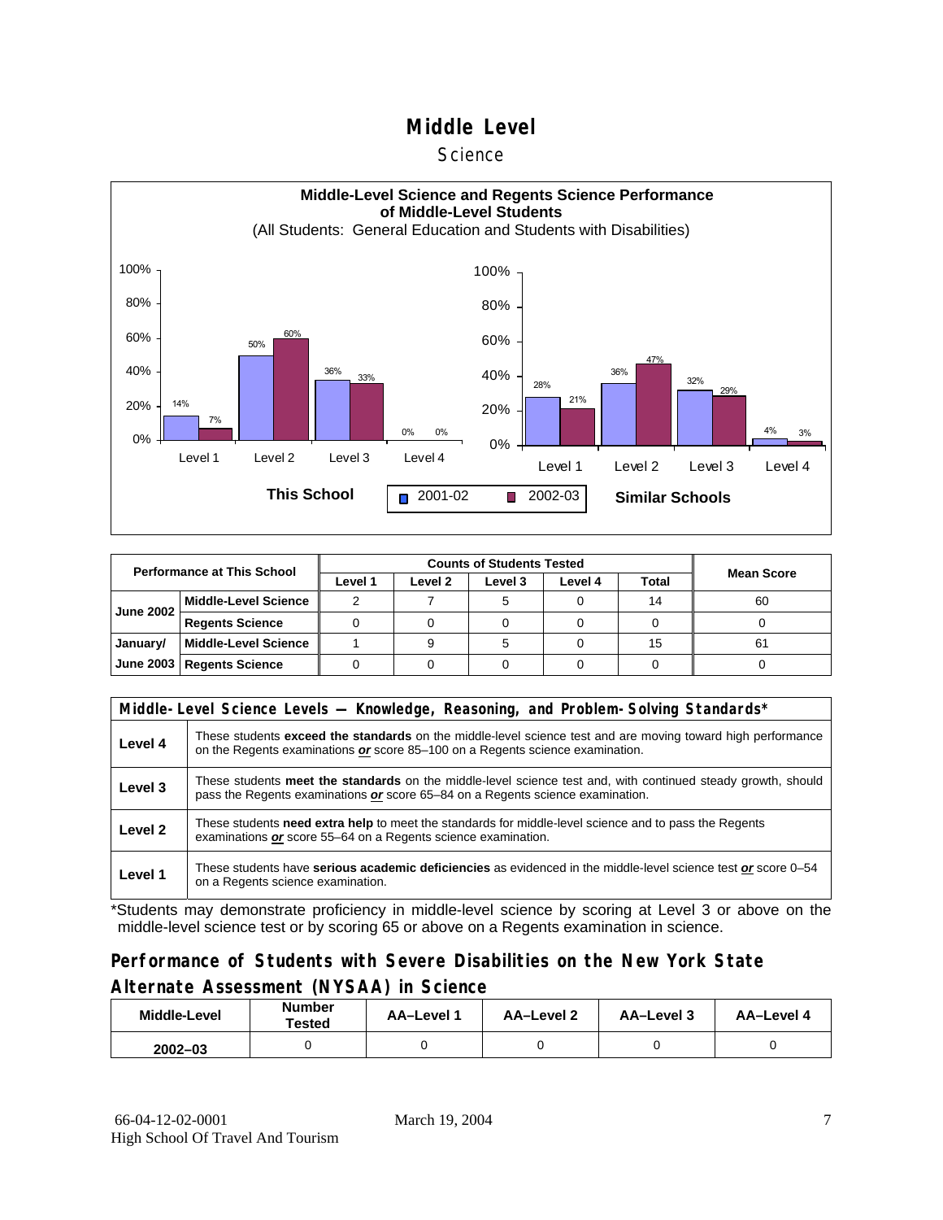# Middle Level

## Science

**Middle-Level Science and Regents Science Performance of Middle-Level Students**

(All Students: General Education and Students with Disabilities)

**This School**

| | 2001-02 | 2002-03 |
|---|---|---|
| Level 1 | 14% | 7% |
| Level 2 | 50% | 60% |
| Level 3 | 36% | 33% |
| Level 4 | 0% | 0% |

**Similar Schools**

| | 2001-02 | 2002-03 |
|---|---|---|
| Level 1 | 28% | 21% |
| Level 2 | 36% | 47% |
| Level 3 | 32% | 29% |
| Level 4 | 4% | 3% |

| Performance at This School | | Counts of Students Tested | | | | | Mean Score |
|---|---|---|---|---|---|---|---|
| | | Level 1 | Level 2 | Level 3 | Level 4 | Total | |
| June 2002 | Middle-Level Science | 2 | 7 | 5 | 0 | 14 | 60 |
| | Regents Science | 0 | 0 | 0 | 0 | 0 | 0 |
| January/ June 2003 | Middle-Level Science | 1 | 9 | 5 | 0 | 15 | 61 |
| | Regents Science | 0 | 0 | 0 | 0 | 0 | 0 |

| Middle-Level Science Levels — Knowledge, Reasoning, and Problem-Solving Standards* | |
|---|---|
| Level 4 | These students **exceed the standards** on the middle-level science test and are moving toward high performance on the Regents examinations ***or*** score 85–100 on a Regents science examination. |
| Level 3 | These students **meet the standards** on the middle-level science test and, with continued steady growth, should pass the Regents examinations ***or*** score 65–84 on a Regents science examination. |
| Level 2 | These students **need extra help** to meet the standards for middle-level science and to pass the Regents examinations ***or*** score 55–64 on a Regents science examination. |
| Level 1 | These students have **serious academic deficiencies** as evidenced in the middle-level science test ***or*** score 0–54 on a Regents science examination. |

*Students may demonstrate proficiency in middle-level science by scoring at Level 3 or above on the middle-level science test or by scoring 65 or above on a Regents examination in science.

## Performance of Students with Severe Disabilities on the New York State Alternate Assessment (NYSAA) in Science

| Middle-Level | Number Tested | AA–Level 1 | AA–Level 2 | AA–Level 3 | AA–Level 4 |
|---|---|---|---|---|---|
| 2002–03 | 0 | 0 | 0 | 0 | 0 |

66-04-12-02-0001 March 19, 2004
High School Of Travel And Tourism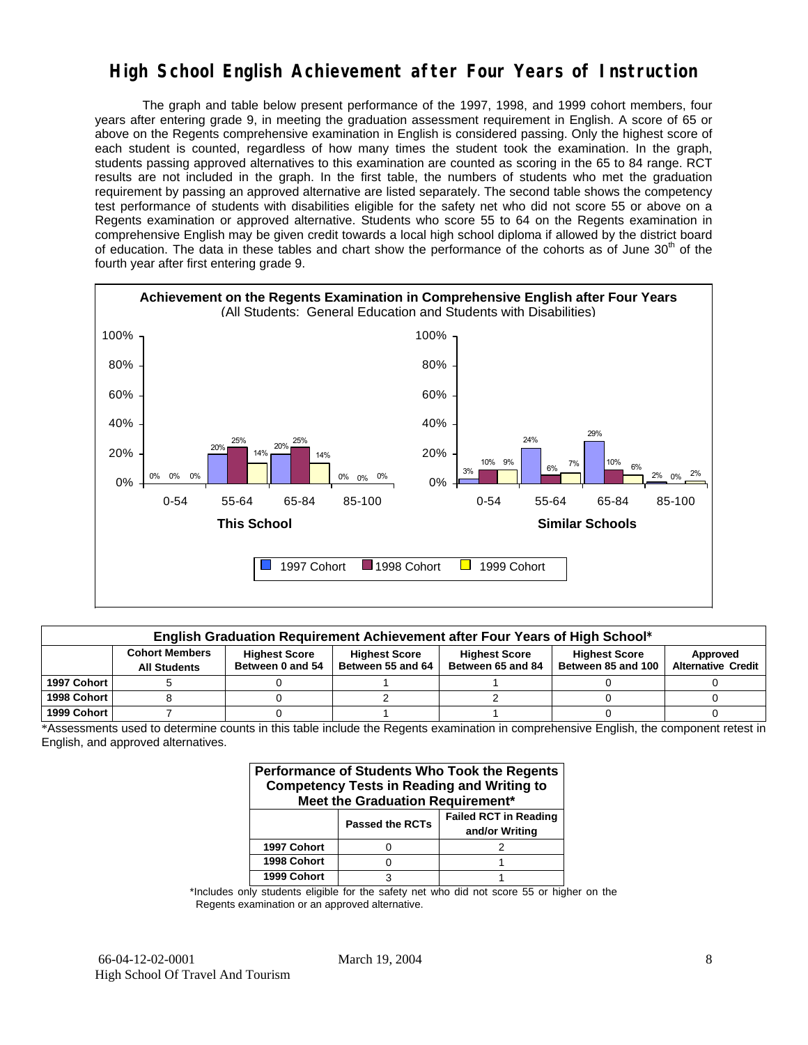# High School English Achievement after Four Years of Instruction

The graph and table below present performance of the 1997, 1998, and 1999 cohort members, four years after entering grade 9, in meeting the graduation assessment requirement in English. A score of 65 or above on the Regents comprehensive examination in English is considered passing. Only the highest score of each student is counted, regardless of how many times the student took the examination. In the graph, students passing approved alternatives to this examination are counted as scoring in the 65 to 84 range. RCT results are not included in the graph. In the first table, the numbers of students who met the graduation requirement by passing an approved alternative are listed separately. The second table shows the competency test performance of students with disabilities eligible for the safety net who did not score 55 or above on a Regents examination or approved alternative. Students who score 55 to 64 on the Regents examination in comprehensive English may be given credit towards a local high school diploma if allowed by the district board of education. The data in these tables and chart show the performance of the cohorts as of June 30th of the fourth year after first entering grade 9.

**Achievement on the Regents Examination in Comprehensive English after Four Years**
(All Students: General Education and Students with Disabilities)

**This School**

| Score Range | 1997 Cohort | 1998 Cohort | 1999 Cohort |
|---|---|---|---|
| 0-54 | 0% | 0% | 0% |
| 55-64 | 20% | 25% | 14% |
| 65-84 | 20% | 25% | 14% |
| 85-100 | 0% | 0% | 0% |

**Similar Schools**

| Score Range | 1997 Cohort | 1998 Cohort | 1999 Cohort |
|---|---|---|---|
| 0-54 | 3% | 10% | 9% |
| 55-64 | 24% | 6% | 7% |
| 65-84 | 29% | 10% | 6% |
| 85-100 | 2% | 0% | 2% |

| English Graduation Requirement Achievement after Four Years of High School* | | | | | | |
|---|---|---|---|---|---|---|
| | Cohort Members All Students | Highest Score Between 0 and 54 | Highest Score Between 55 and 64 | Highest Score Between 65 and 84 | Highest Score Between 85 and 100 | Approved Alternative Credit |
| 1997 Cohort | 5 | 0 | 1 | 1 | 0 | 0 |
| 1998 Cohort | 8 | 0 | 2 | 2 | 0 | 0 |
| 1999 Cohort | 7 | 0 | 1 | 1 | 0 | 0 |

*Assessments used to determine counts in this table include the Regents examination in comprehensive English, the component retest in English, and approved alternatives.

| Performance of Students Who Took the Regents Competency Tests in Reading and Writing to Meet the Graduation Requirement* | | |
|---|---|---|
| | Passed the RCTs | Failed RCT in Reading and/or Writing |
| 1997 Cohort | 0 | 2 |
| 1998 Cohort | 0 | 1 |
| 1999 Cohort | 3 | 1 |

*Includes only students eligible for the safety net who did not score 55 or higher on the Regents examination or an approved alternative.

66-04-12-02-0001
High School Of Travel And Tourism

March 19, 2004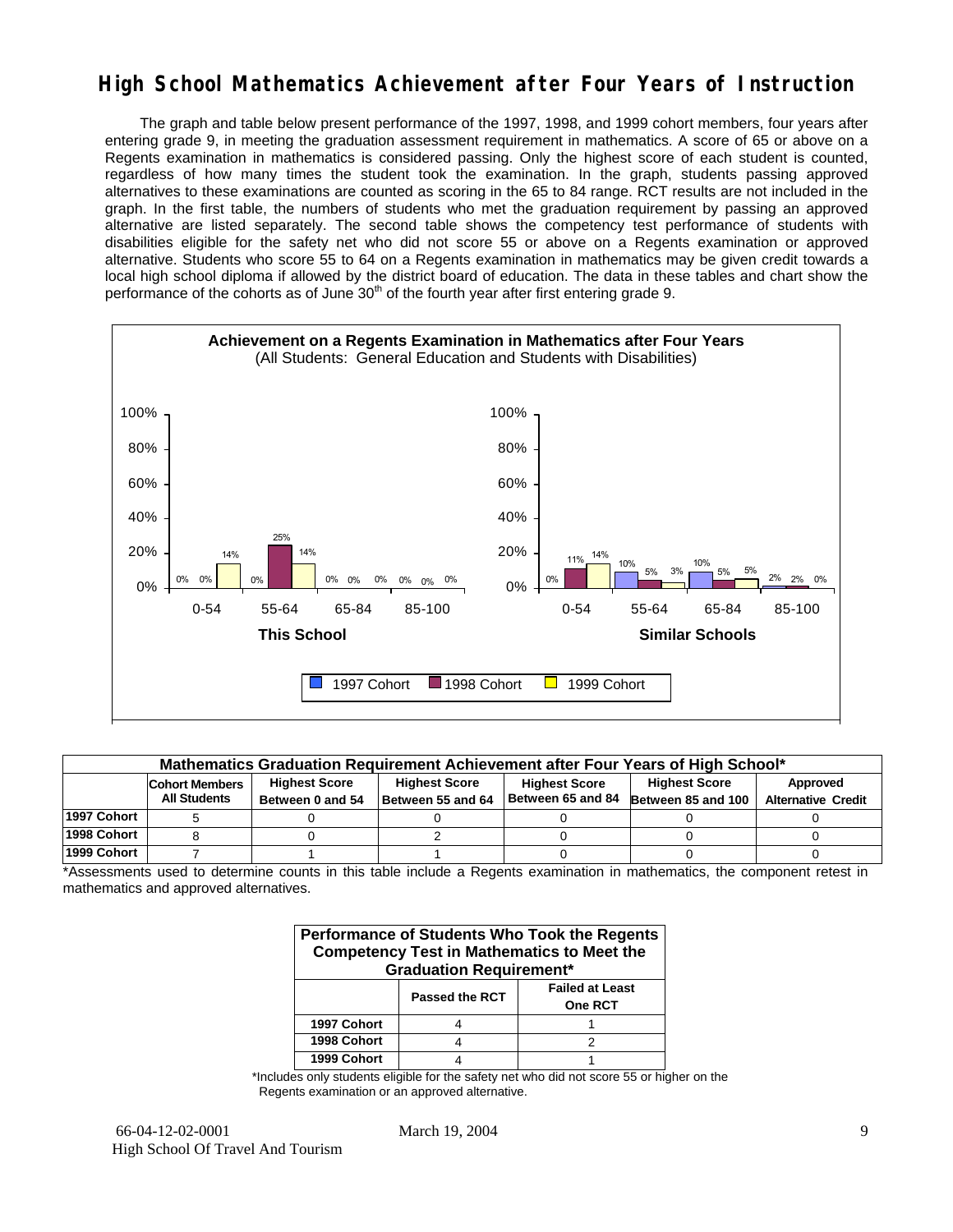# High School Mathematics Achievement after Four Years of Instruction

The graph and table below present performance of the 1997, 1998, and 1999 cohort members, four years after entering grade 9, in meeting the graduation assessment requirement in mathematics. A score of 65 or above on a Regents examination in mathematics is considered passing. Only the highest score of each student is counted, regardless of how many times the student took the examination. In the graph, students passing approved alternatives to these examinations are counted as scoring in the 65 to 84 range. RCT results are not included in the graph. In the first table, the numbers of students who met the graduation requirement by passing an approved alternative are listed separately. The second table shows the competency test performance of students with disabilities eligible for the safety net who did not score 55 or above on a Regents examination or approved alternative. Students who score 55 to 64 on a Regents examination in mathematics may be given credit towards a local high school diploma if allowed by the district board of education. The data in these tables and chart show the performance of the cohorts as of June 30th of the fourth year after first entering grade 9.

**Achievement on a Regents Examination in Mathematics after Four Years**
(All Students: General Education and Students with Disabilities)

| | This School 1997 Cohort | This School 1998 Cohort | This School 1999 Cohort | Similar Schools 1997 Cohort | Similar Schools 1998 Cohort | Similar Schools 1999 Cohort |
|---|---|---|---|---|---|---|
| 0-54 | 0% | 0% | 14% | 0% | 11% | 14% |
| 55-64 | 0% | 25% | 14% | 10% | 5% | 3% |
| 65-84 | 0% | 0% | 0% | 10% | 5% | 5% |
| 85-100 | 0% | 0% | 0% | 2% | 2% | 0% |

| Mathematics Graduation Requirement Achievement after Four Years of High School* | | | | | | |
|---|---|---|---|---|---|---|
| | Cohort Members All Students | Highest Score Between 0 and 54 | Highest Score Between 55 and 64 | Highest Score Between 65 and 84 | Highest Score Between 85 and 100 | Approved Alternative Credit |
| 1997 Cohort | 5 | 0 | 0 | 0 | 0 | 0 |
| 1998 Cohort | 8 | 0 | 2 | 0 | 0 | 0 |
| 1999 Cohort | 7 | 1 | 1 | 0 | 0 | 0 |

*Assessments used to determine counts in this table include a Regents examination in mathematics, the component retest in mathematics and approved alternatives.

| Performance of Students Who Took the Regents Competency Test in Mathematics to Meet the Graduation Requirement* | | |
|---|---|---|
| | Passed the RCT | Failed at Least One RCT |
| 1997 Cohort | 4 | 1 |
| 1998 Cohort | 4 | 2 |
| 1999 Cohort | 4 | 1 |

*Includes only students eligible for the safety net who did not score 55 or higher on the Regents examination or an approved alternative.

66-04-12-02-0001
High School Of Travel And Tourism

March 19, 2004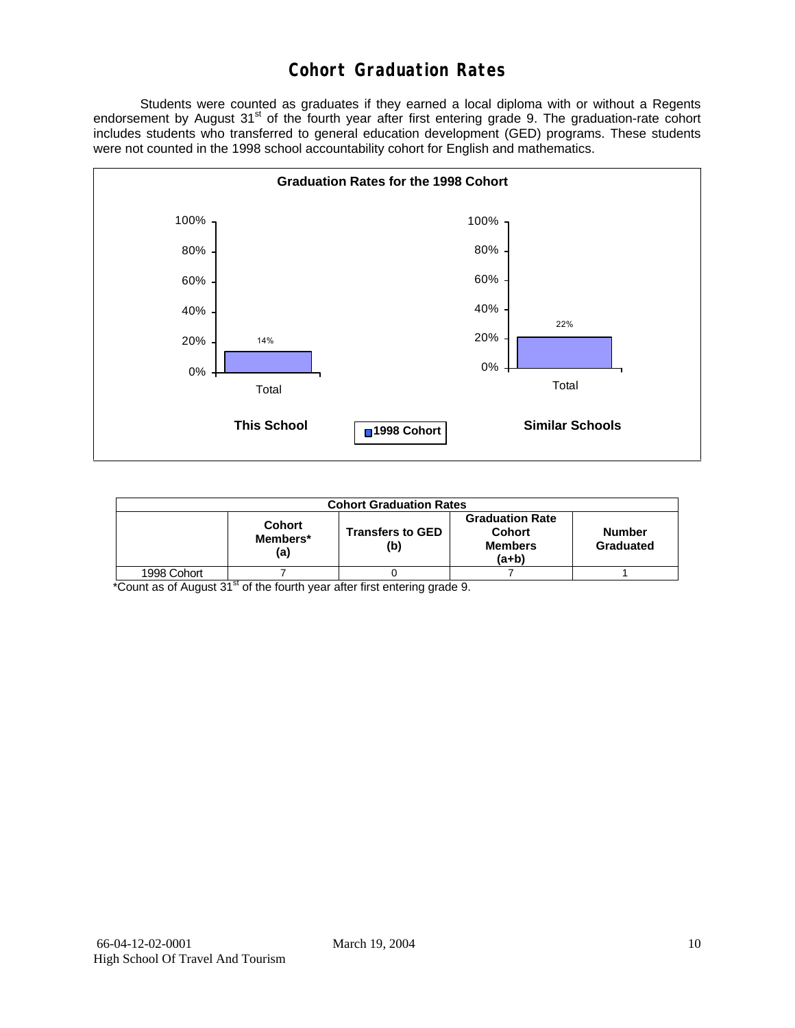# Cohort Graduation Rates

Students were counted as graduates if they earned a local diploma with or without a Regents endorsement by August 31st of the fourth year after first entering grade 9. The graduation-rate cohort includes students who transferred to general education development (GED) programs. These students were not counted in the 1998 school accountability cohort for English and mathematics.

**Graduation Rates for the 1998 Cohort**

| | This School | Similar Schools |
|---|---|---|
| Total (1998 Cohort) | 14% | 22% |

| Cohort Graduation Rates | | | | |
|---|---|---|---|---|
| | Cohort Members* (a) | Transfers to GED (b) | Graduation Rate Cohort Members (a+b) | Number Graduated |
| 1998 Cohort | 7 | 0 | 7 | 1 |

*Count as of August 31st of the fourth year after first entering grade 9.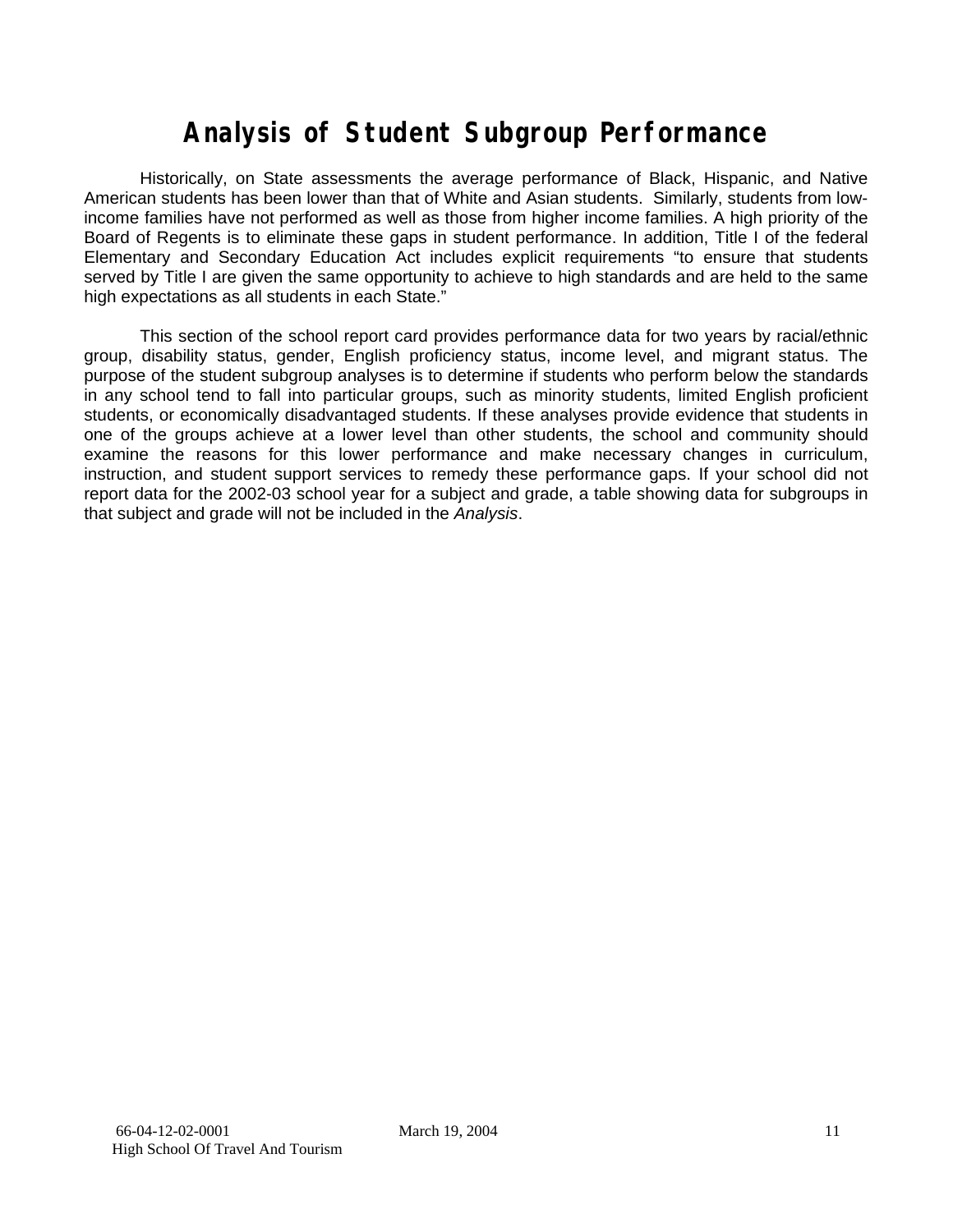# Analysis of Student Subgroup Performance

Historically, on State assessments the average performance of Black, Hispanic, and Native American students has been lower than that of White and Asian students. Similarly, students from low-income families have not performed as well as those from higher income families. A high priority of the Board of Regents is to eliminate these gaps in student performance. In addition, Title I of the federal Elementary and Secondary Education Act includes explicit requirements "to ensure that students served by Title I are given the same opportunity to achieve to high standards and are held to the same high expectations as all students in each State."

This section of the school report card provides performance data for two years by racial/ethnic group, disability status, gender, English proficiency status, income level, and migrant status. The purpose of the student subgroup analyses is to determine if students who perform below the standards in any school tend to fall into particular groups, such as minority students, limited English proficient students, or economically disadvantaged students. If these analyses provide evidence that students in one of the groups achieve at a lower level than other students, the school and community should examine the reasons for this lower performance and make necessary changes in curriculum, instruction, and student support services to remedy these performance gaps. If your school did not report data for the 2002-03 school year for a subject and grade, a table showing data for subgroups in that subject and grade will not be included in the *Analysis*.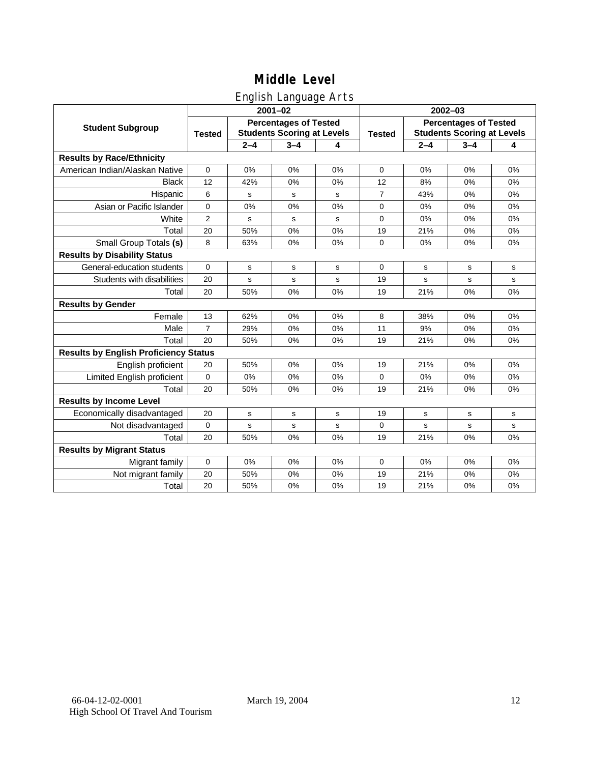# Middle Level

## English Language Arts

| Student Subgroup | 2001–02 | | | | 2002–03 | | | |
|---|---|---|---|---|---|---|---|---|
| | Tested | Percentages of Tested Students Scoring at Levels | | | Tested | Percentages of Tested Students Scoring at Levels | | |
| | | 2–4 | 3–4 | 4 | | 2–4 | 3–4 | 4 |
| **Results by Race/Ethnicity** | | | | | | | | |
| American Indian/Alaskan Native | 0 | 0% | 0% | 0% | 0 | 0% | 0% | 0% |
| Black | 12 | 42% | 0% | 0% | 12 | 8% | 0% | 0% |
| Hispanic | 6 | s | s | s | 7 | 43% | 0% | 0% |
| Asian or Pacific Islander | 0 | 0% | 0% | 0% | 0 | 0% | 0% | 0% |
| White | 2 | s | s | s | 0 | 0% | 0% | 0% |
| Total | 20 | 50% | 0% | 0% | 19 | 21% | 0% | 0% |
| Small Group Totals **(s)** | 8 | 63% | 0% | 0% | 0 | 0% | 0% | 0% |
| **Results by Disability Status** | | | | | | | | |
| General-education students | 0 | s | s | s | 0 | s | s | s |
| Students with disabilities | 20 | s | s | s | 19 | s | s | s |
| Total | 20 | 50% | 0% | 0% | 19 | 21% | 0% | 0% |
| **Results by Gender** | | | | | | | | |
| Female | 13 | 62% | 0% | 0% | 8 | 38% | 0% | 0% |
| Male | 7 | 29% | 0% | 0% | 11 | 9% | 0% | 0% |
| Total | 20 | 50% | 0% | 0% | 19 | 21% | 0% | 0% |
| **Results by English Proficiency Status** | | | | | | | | |
| English proficient | 20 | 50% | 0% | 0% | 19 | 21% | 0% | 0% |
| Limited English proficient | 0 | 0% | 0% | 0% | 0 | 0% | 0% | 0% |
| Total | 20 | 50% | 0% | 0% | 19 | 21% | 0% | 0% |
| **Results by Income Level** | | | | | | | | |
| Economically disadvantaged | 20 | s | s | s | 19 | s | s | s |
| Not disadvantaged | 0 | s | s | s | 0 | s | s | s |
| Total | 20 | 50% | 0% | 0% | 19 | 21% | 0% | 0% |
| **Results by Migrant Status** | | | | | | | | |
| Migrant family | 0 | 0% | 0% | 0% | 0 | 0% | 0% | 0% |
| Not migrant family | 20 | 50% | 0% | 0% | 19 | 21% | 0% | 0% |
| Total | 20 | 50% | 0% | 0% | 19 | 21% | 0% | 0% |

66-04-12-02-0001 March 19, 2004
High School Of Travel And Tourism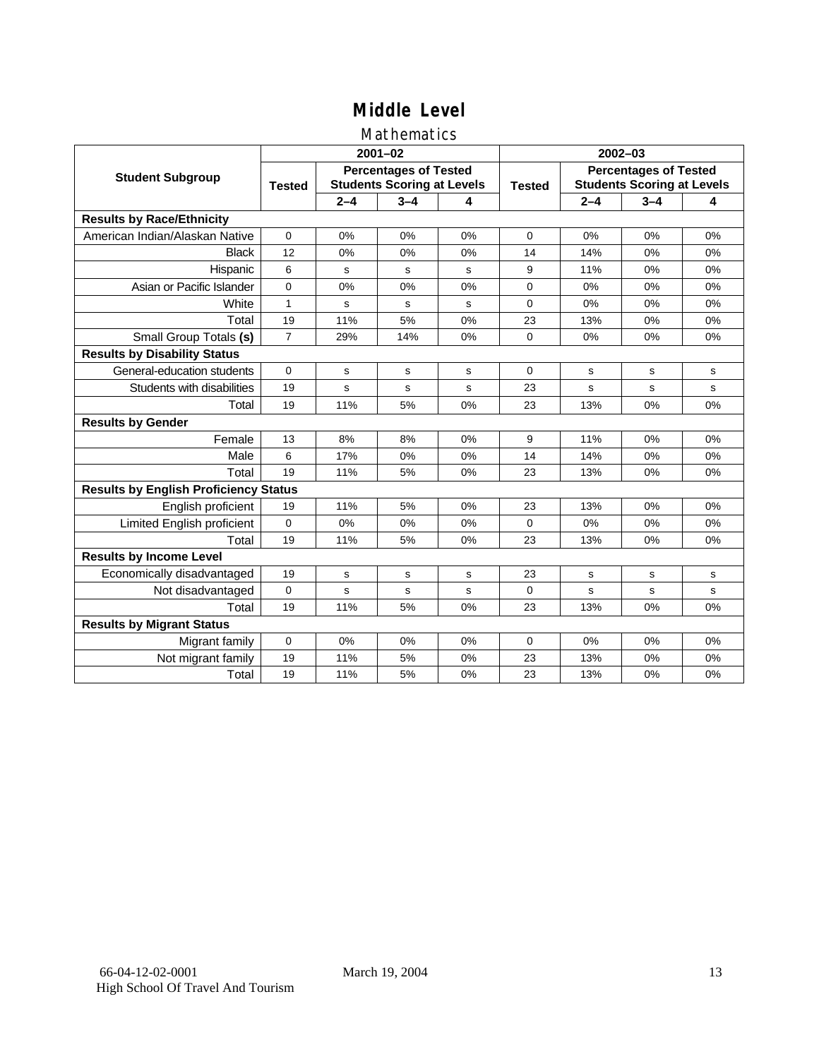# Middle Level

## Mathematics

| Student Subgroup | 2001–02 | | | | 2002–03 | | | |
|---|---|---|---|---|---|---|---|---|
| | Tested | Percentages of Tested Students Scoring at Levels | | | Tested | Percentages of Tested Students Scoring at Levels | | |
| | | 2–4 | 3–4 | 4 | | 2–4 | 3–4 | 4 |
| **Results by Race/Ethnicity** | | | | | | | | |
| American Indian/Alaskan Native | 0 | 0% | 0% | 0% | 0 | 0% | 0% | 0% |
| Black | 12 | 0% | 0% | 0% | 14 | 14% | 0% | 0% |
| Hispanic | 6 | s | s | s | 9 | 11% | 0% | 0% |
| Asian or Pacific Islander | 0 | 0% | 0% | 0% | 0 | 0% | 0% | 0% |
| White | 1 | s | s | s | 0 | 0% | 0% | 0% |
| Total | 19 | 11% | 5% | 0% | 23 | 13% | 0% | 0% |
| Small Group Totals **(s)** | 7 | 29% | 14% | 0% | 0 | 0% | 0% | 0% |
| **Results by Disability Status** | | | | | | | | |
| General-education students | 0 | s | s | s | 0 | s | s | s |
| Students with disabilities | 19 | s | s | s | 23 | s | s | s |
| Total | 19 | 11% | 5% | 0% | 23 | 13% | 0% | 0% |
| **Results by Gender** | | | | | | | | |
| Female | 13 | 8% | 8% | 0% | 9 | 11% | 0% | 0% |
| Male | 6 | 17% | 0% | 0% | 14 | 14% | 0% | 0% |
| Total | 19 | 11% | 5% | 0% | 23 | 13% | 0% | 0% |
| **Results by English Proficiency Status** | | | | | | | | |
| English proficient | 19 | 11% | 5% | 0% | 23 | 13% | 0% | 0% |
| Limited English proficient | 0 | 0% | 0% | 0% | 0 | 0% | 0% | 0% |
| Total | 19 | 11% | 5% | 0% | 23 | 13% | 0% | 0% |
| **Results by Income Level** | | | | | | | | |
| Economically disadvantaged | 19 | s | s | s | 23 | s | s | s |
| Not disadvantaged | 0 | s | s | s | 0 | s | s | s |
| Total | 19 | 11% | 5% | 0% | 23 | 13% | 0% | 0% |
| **Results by Migrant Status** | | | | | | | | |
| Migrant family | 0 | 0% | 0% | 0% | 0 | 0% | 0% | 0% |
| Not migrant family | 19 | 11% | 5% | 0% | 23 | 13% | 0% | 0% |
| Total | 19 | 11% | 5% | 0% | 23 | 13% | 0% | 0% |

66-04-12-02-0001 March 19, 2004
High School Of Travel And Tourism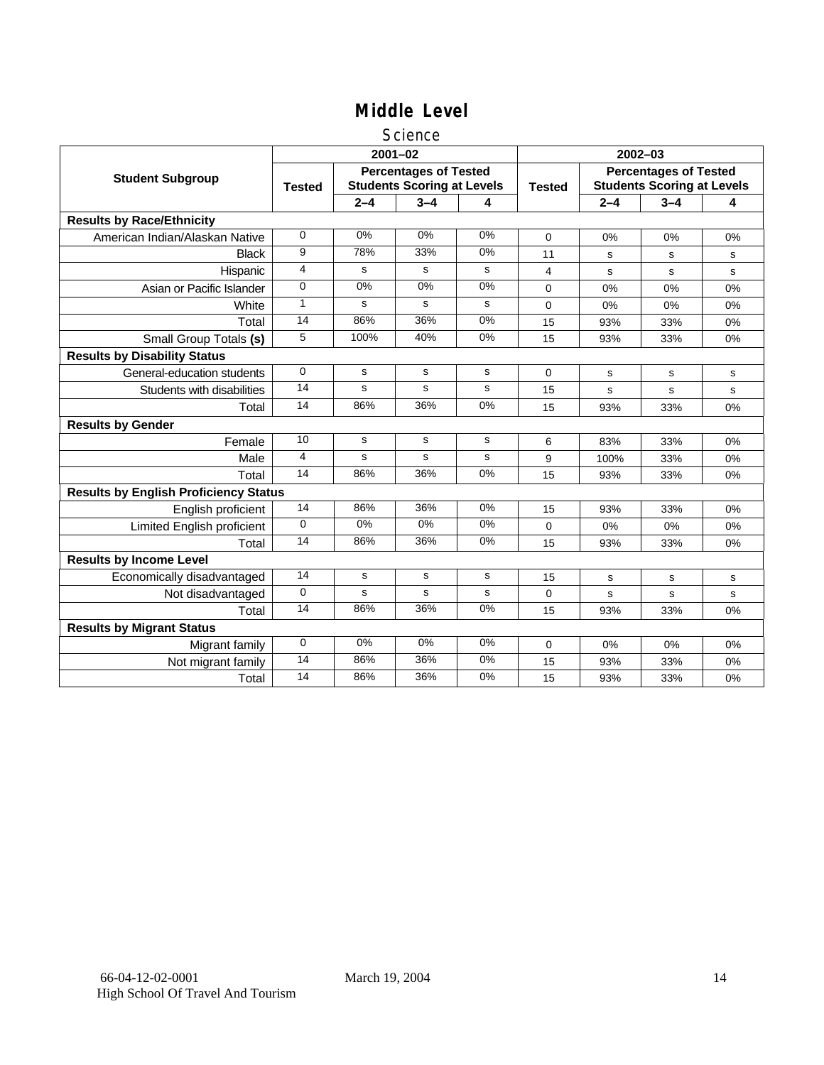# Middle Level

## Science

| Student Subgroup | 2001–02 | | | | 2002–03 | | | |
|---|---|---|---|---|---|---|---|---|
| | Tested | Percentages of Tested Students Scoring at Levels | | | Tested | Percentages of Tested Students Scoring at Levels | | |
| | | 2–4 | 3–4 | 4 | | 2–4 | 3–4 | 4 |
| **Results by Race/Ethnicity** | | | | | | | | |
| American Indian/Alaskan Native | 0 | 0% | 0% | 0% | 0 | 0% | 0% | 0% |
| Black | 9 | 78% | 33% | 0% | 11 | s | s | s |
| Hispanic | 4 | s | s | s | 4 | s | s | s |
| Asian or Pacific Islander | 0 | 0% | 0% | 0% | 0 | 0% | 0% | 0% |
| White | 1 | s | s | s | 0 | 0% | 0% | 0% |
| Total | 14 | 86% | 36% | 0% | 15 | 93% | 33% | 0% |
| Small Group Totals **(s)** | 5 | 100% | 40% | 0% | 15 | 93% | 33% | 0% |
| **Results by Disability Status** | | | | | | | | |
| General-education students | 0 | s | s | s | 0 | s | s | s |
| Students with disabilities | 14 | s | s | s | 15 | s | s | s |
| Total | 14 | 86% | 36% | 0% | 15 | 93% | 33% | 0% |
| **Results by Gender** | | | | | | | | |
| Female | 10 | s | s | s | 6 | 83% | 33% | 0% |
| Male | 4 | s | s | s | 9 | 100% | 33% | 0% |
| Total | 14 | 86% | 36% | 0% | 15 | 93% | 33% | 0% |
| **Results by English Proficiency Status** | | | | | | | | |
| English proficient | 14 | 86% | 36% | 0% | 15 | 93% | 33% | 0% |
| Limited English proficient | 0 | 0% | 0% | 0% | 0 | 0% | 0% | 0% |
| Total | 14 | 86% | 36% | 0% | 15 | 93% | 33% | 0% |
| **Results by Income Level** | | | | | | | | |
| Economically disadvantaged | 14 | s | s | s | 15 | s | s | s |
| Not disadvantaged | 0 | s | s | s | 0 | s | s | s |
| Total | 14 | 86% | 36% | 0% | 15 | 93% | 33% | 0% |
| **Results by Migrant Status** | | | | | | | | |
| Migrant family | 0 | 0% | 0% | 0% | 0 | 0% | 0% | 0% |
| Not migrant family | 14 | 86% | 36% | 0% | 15 | 93% | 33% | 0% |
| Total | 14 | 86% | 36% | 0% | 15 | 93% | 33% | 0% |

66-04-12-02-0001 March 19, 2004
High School Of Travel And Tourism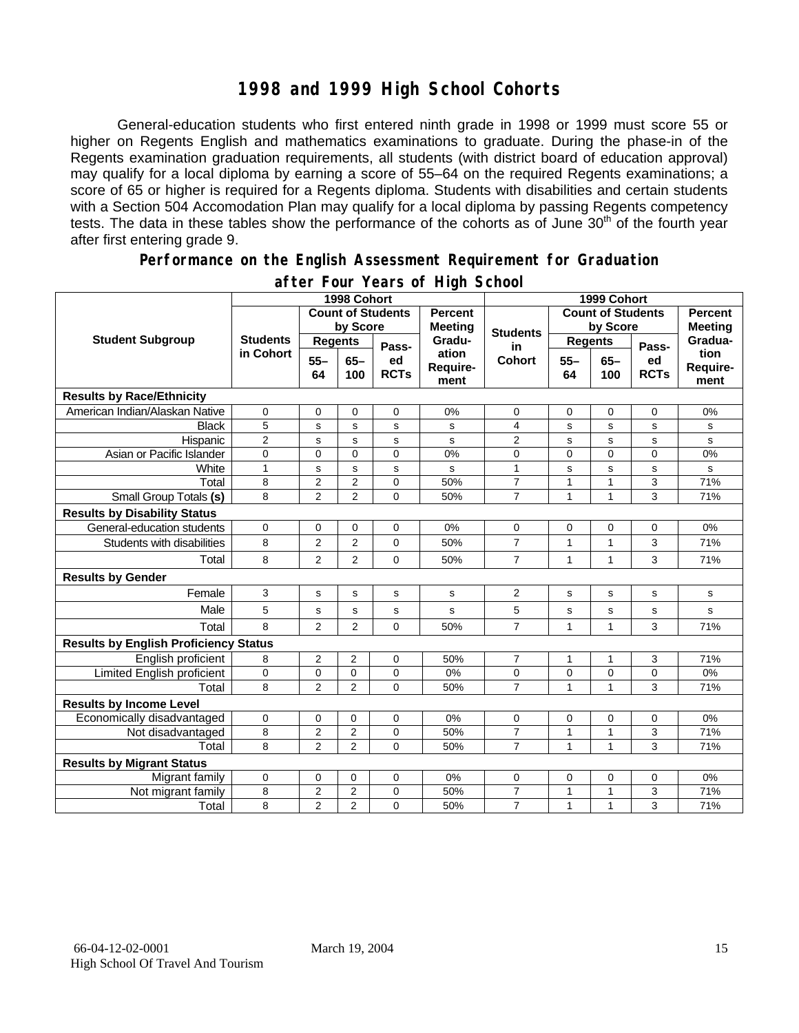# 1998 and 1999 High School Cohorts

General-education students who first entered ninth grade in 1998 or 1999 must score 55 or higher on Regents English and mathematics examinations to graduate. During the phase-in of the Regents examination graduation requirements, all students (with district board of education approval) may qualify for a local diploma by earning a score of 55–64 on the required Regents examinations; a score of 65 or higher is required for a Regents diploma. Students with disabilities and certain students with a Section 504 Accomodation Plan may qualify for a local diploma by passing Regents competency tests. The data in these tables show the performance of the cohorts as of June 30th of the fourth year after first entering grade 9.

## Performance on the English Assessment Requirement for Graduation after Four Years of High School

| Student Subgroup | 1998 Cohort | | | | | 1999 Cohort | | | | |
|---|---|---|---|---|---|---|---|---|---|---|
| | Students in Cohort | Count of Students by Score | | | Percent Meeting Graduation Requirement | Students in Cohort | Count of Students by Score | | | Percent Meeting Graduation Requirement |
| | | Regents 55–64 | Regents 65–100 | Passed RCTs | | | Regents 55–64 | Regents 65–100 | Passed RCTs | |
| **Results by Race/Ethnicity** | | | | | | | | | | |
| American Indian/Alaskan Native | 0 | 0 | 0 | 0 | 0% | 0 | 0 | 0 | 0 | 0% |
| Black | 5 | s | s | s | s | 4 | s | s | s | s |
| Hispanic | 2 | s | s | s | s | 2 | s | s | s | s |
| Asian or Pacific Islander | 0 | 0 | 0 | 0 | 0% | 0 | 0 | 0 | 0 | 0% |
| White | 1 | s | s | s | s | 1 | s | s | s | s |
| Total | 8 | 2 | 2 | 0 | 50% | 7 | 1 | 1 | 3 | 71% |
| Small Group Totals **(s)** | 8 | 2 | 2 | 0 | 50% | 7 | 1 | 1 | 3 | 71% |
| **Results by Disability Status** | | | | | | | | | | |
| General-education students | 0 | 0 | 0 | 0 | 0% | 0 | 0 | 0 | 0 | 0% |
| Students with disabilities | 8 | 2 | 2 | 0 | 50% | 7 | 1 | 1 | 3 | 71% |
| Total | 8 | 2 | 2 | 0 | 50% | 7 | 1 | 1 | 3 | 71% |
| **Results by Gender** | | | | | | | | | | |
| Female | 3 | s | s | s | s | 2 | s | s | s | s |
| Male | 5 | s | s | s | s | 5 | s | s | s | s |
| Total | 8 | 2 | 2 | 0 | 50% | 7 | 1 | 1 | 3 | 71% |
| **Results by English Proficiency Status** | | | | | | | | | | |
| English proficient | 8 | 2 | 2 | 0 | 50% | 7 | 1 | 1 | 3 | 71% |
| Limited English proficient | 0 | 0 | 0 | 0 | 0% | 0 | 0 | 0 | 0 | 0% |
| Total | 8 | 2 | 2 | 0 | 50% | 7 | 1 | 1 | 3 | 71% |
| **Results by Income Level** | | | | | | | | | | |
| Economically disadvantaged | 0 | 0 | 0 | 0 | 0% | 0 | 0 | 0 | 0 | 0% |
| Not disadvantaged | 8 | 2 | 2 | 0 | 50% | 7 | 1 | 1 | 3 | 71% |
| Total | 8 | 2 | 2 | 0 | 50% | 7 | 1 | 1 | 3 | 71% |
| **Results by Migrant Status** | | | | | | | | | | |
| Migrant family | 0 | 0 | 0 | 0 | 0% | 0 | 0 | 0 | 0 | 0% |
| Not migrant family | 8 | 2 | 2 | 0 | 50% | 7 | 1 | 1 | 3 | 71% |
| Total | 8 | 2 | 2 | 0 | 50% | 7 | 1 | 1 | 3 | 71% |

66-04-12-02-0001 March 19, 2004
High School Of Travel And Tourism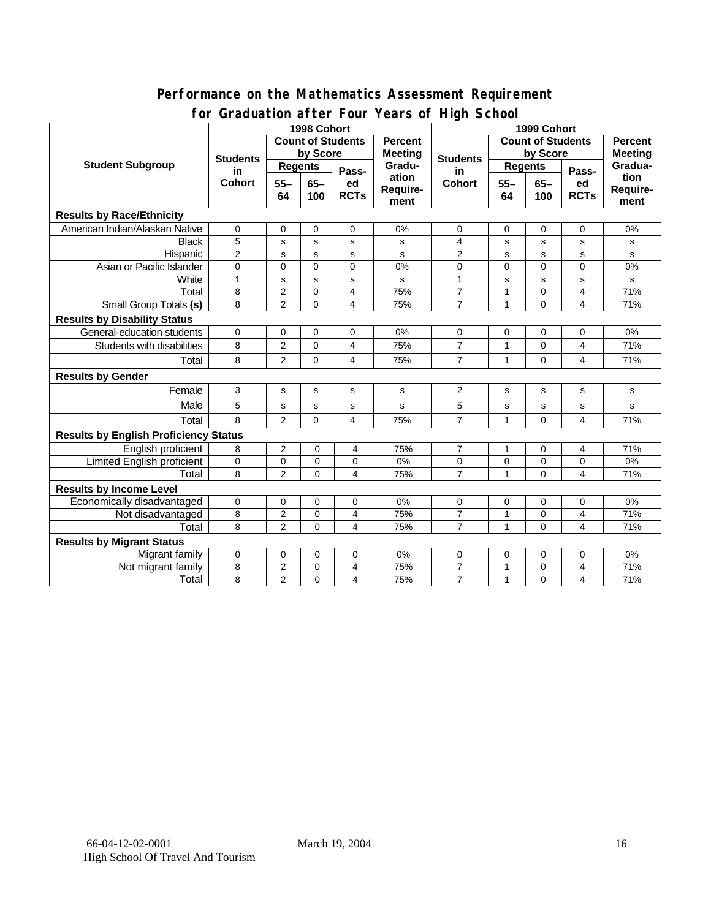## Performance on the Mathematics Assessment Requirement for Graduation after Four Years of High School

| Student Subgroup | 1998 Cohort | | | | | 1999 Cohort | | | | |
|---|---|---|---|---|---|---|---|---|---|---|
| | Students in Cohort | Count of Students by Score | | | Percent Meeting Graduation Requirement | Students in Cohort | Count of Students by Score | | | Percent Meeting Graduation Requirement |
| | | Regents 55–64 | Regents 65–100 | Passed RCTs | | | Regents 55–64 | Regents 65–100 | Passed RCTs | |
| **Results by Race/Ethnicity** | | | | | | | | | | |
| American Indian/Alaskan Native | 0 | 0 | 0 | 0 | 0% | 0 | 0 | 0 | 0 | 0% |
| Black | 5 | s | s | s | s | 4 | s | s | s | s |
| Hispanic | 2 | s | s | s | s | 2 | s | s | s | s |
| Asian or Pacific Islander | 0 | 0 | 0 | 0 | 0% | 0 | 0 | 0 | 0 | 0% |
| White | 1 | s | s | s | s | 1 | s | s | s | s |
| Total | 8 | 2 | 0 | 4 | 75% | 7 | 1 | 0 | 4 | 71% |
| Small Group Totals **(s)** | 8 | 2 | 0 | 4 | 75% | 7 | 1 | 0 | 4 | 71% |
| **Results by Disability Status** | | | | | | | | | | |
| General-education students | 0 | 0 | 0 | 0 | 0% | 0 | 0 | 0 | 0 | 0% |
| Students with disabilities | 8 | 2 | 0 | 4 | 75% | 7 | 1 | 0 | 4 | 71% |
| Total | 8 | 2 | 0 | 4 | 75% | 7 | 1 | 0 | 4 | 71% |
| **Results by Gender** | | | | | | | | | | |
| Female | 3 | s | s | s | s | 2 | s | s | s | s |
| Male | 5 | s | s | s | s | 5 | s | s | s | s |
| Total | 8 | 2 | 0 | 4 | 75% | 7 | 1 | 0 | 4 | 71% |
| **Results by English Proficiency Status** | | | | | | | | | | |
| English proficient | 8 | 2 | 0 | 4 | 75% | 7 | 1 | 0 | 4 | 71% |
| Limited English proficient | 0 | 0 | 0 | 0 | 0% | 0 | 0 | 0 | 0 | 0% |
| Total | 8 | 2 | 0 | 4 | 75% | 7 | 1 | 0 | 4 | 71% |
| **Results by Income Level** | | | | | | | | | | |
| Economically disadvantaged | 0 | 0 | 0 | 0 | 0% | 0 | 0 | 0 | 0 | 0% |
| Not disadvantaged | 8 | 2 | 0 | 4 | 75% | 7 | 1 | 0 | 4 | 71% |
| Total | 8 | 2 | 0 | 4 | 75% | 7 | 1 | 0 | 4 | 71% |
| **Results by Migrant Status** | | | | | | | | | | |
| Migrant family | 0 | 0 | 0 | 0 | 0% | 0 | 0 | 0 | 0 | 0% |
| Not migrant family | 8 | 2 | 0 | 4 | 75% | 7 | 1 | 0 | 4 | 71% |
| Total | 8 | 2 | 0 | 4 | 75% | 7 | 1 | 0 | 4 | 71% |

66-04-12-02-0001 March 19, 2004
High School Of Travel And Tourism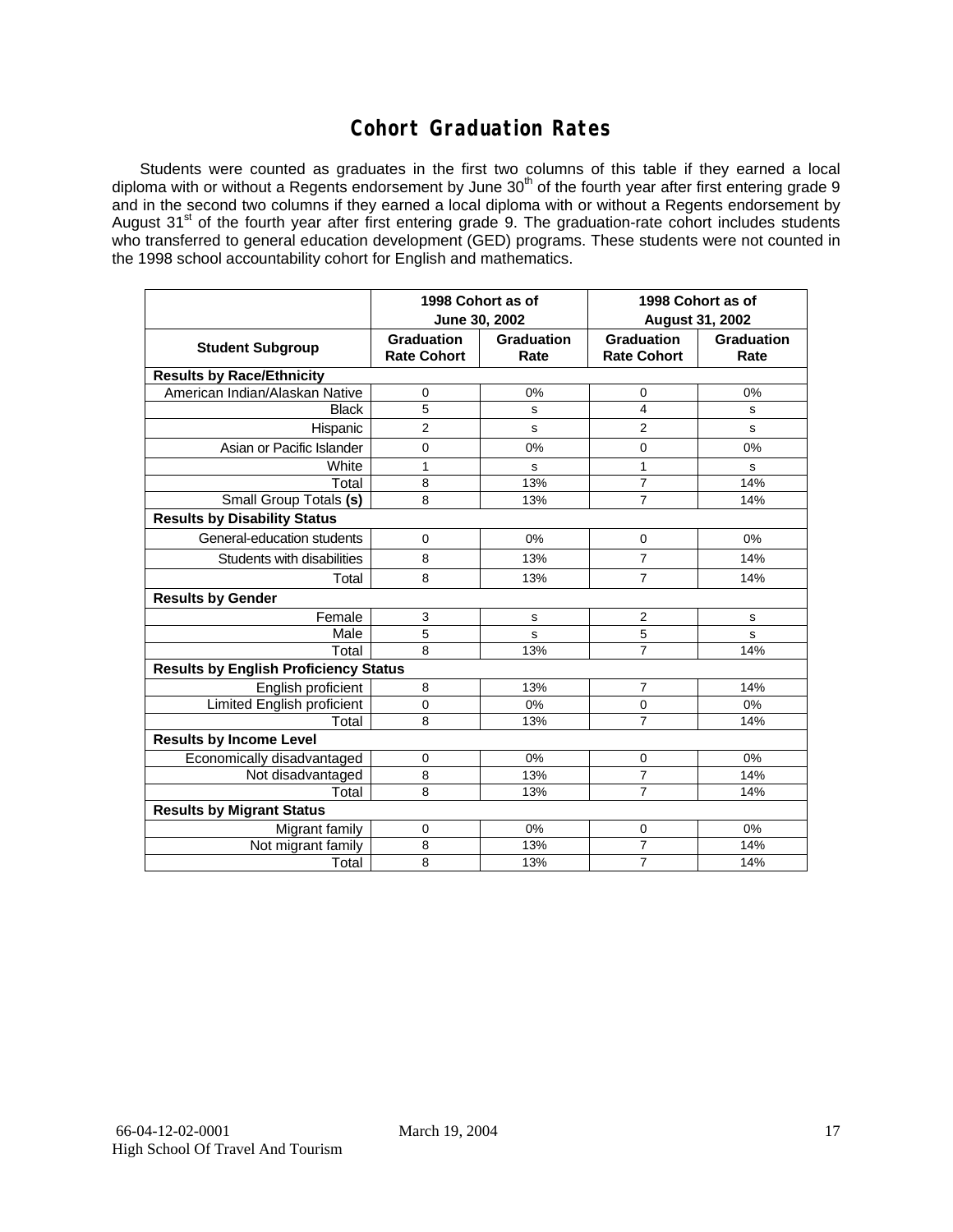# Cohort Graduation Rates

Students were counted as graduates in the first two columns of this table if they earned a local diploma with or without a Regents endorsement by June 30th of the fourth year after first entering grade 9 and in the second two columns if they earned a local diploma with or without a Regents endorsement by August 31st of the fourth year after first entering grade 9. The graduation-rate cohort includes students who transferred to general education development (GED) programs. These students were not counted in the 1998 school accountability cohort for English and mathematics.

| | 1998 Cohort as of June 30, 2002 | | 1998 Cohort as of August 31, 2002 | |
|---|---|---|---|---|
| **Student Subgroup** | **Graduation Rate Cohort** | **Graduation Rate** | **Graduation Rate Cohort** | **Graduation Rate** |
| **Results by Race/Ethnicity** | | | | |
| American Indian/Alaskan Native | 0 | 0% | 0 | 0% |
| Black | 5 | s | 4 | s |
| Hispanic | 2 | s | 2 | s |
| Asian or Pacific Islander | 0 | 0% | 0 | 0% |
| White | 1 | s | 1 | s |
| Total | 8 | 13% | 7 | 14% |
| Small Group Totals **(s)** | 8 | 13% | 7 | 14% |
| **Results by Disability Status** | | | | |
| General-education students | 0 | 0% | 0 | 0% |
| Students with disabilities | 8 | 13% | 7 | 14% |
| Total | 8 | 13% | 7 | 14% |
| **Results by Gender** | | | | |
| Female | 3 | s | 2 | s |
| Male | 5 | s | 5 | s |
| Total | 8 | 13% | 7 | 14% |
| **Results by English Proficiency Status** | | | | |
| English proficient | 8 | 13% | 7 | 14% |
| Limited English proficient | 0 | 0% | 0 | 0% |
| Total | 8 | 13% | 7 | 14% |
| **Results by Income Level** | | | | |
| Economically disadvantaged | 0 | 0% | 0 | 0% |
| Not disadvantaged | 8 | 13% | 7 | 14% |
| Total | 8 | 13% | 7 | 14% |
| **Results by Migrant Status** | | | | |
| Migrant family | 0 | 0% | 0 | 0% |
| Not migrant family | 8 | 13% | 7 | 14% |
| Total | 8 | 13% | 7 | 14% |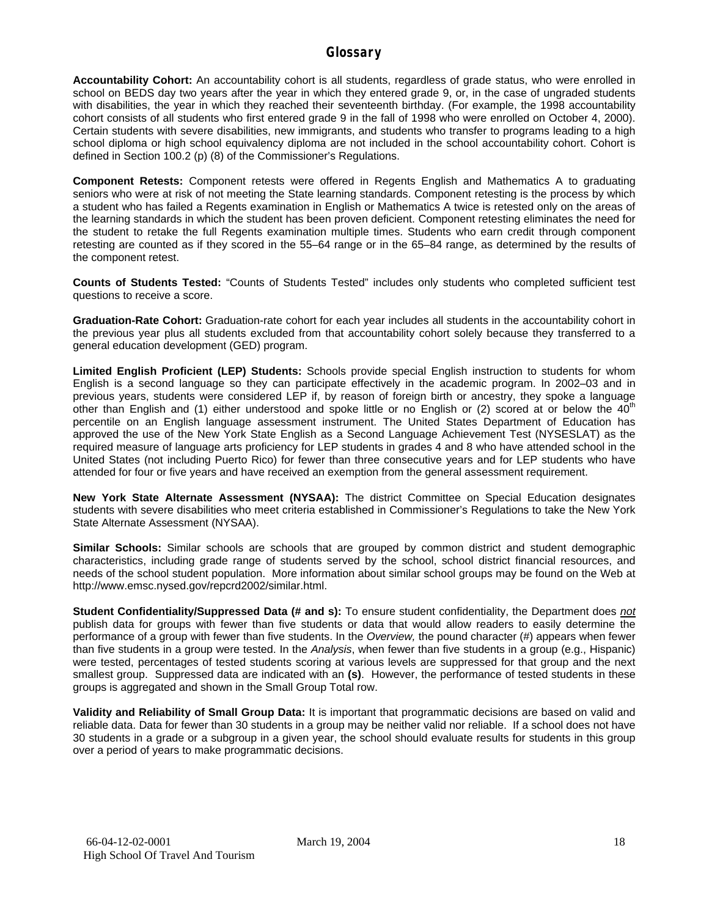## Glossary

**Accountability Cohort:** An accountability cohort is all students, regardless of grade status, who were enrolled in school on BEDS day two years after the year in which they entered grade 9, or, in the case of ungraded students with disabilities, the year in which they reached their seventeenth birthday. (For example, the 1998 accountability cohort consists of all students who first entered grade 9 in the fall of 1998 who were enrolled on October 4, 2000). Certain students with severe disabilities, new immigrants, and students who transfer to programs leading to a high school diploma or high school equivalency diploma are not included in the school accountability cohort. Cohort is defined in Section 100.2 (p) (8) of the Commissioner's Regulations.

**Component Retests:** Component retests were offered in Regents English and Mathematics A to graduating seniors who were at risk of not meeting the State learning standards. Component retesting is the process by which a student who has failed a Regents examination in English or Mathematics A twice is retested only on the areas of the learning standards in which the student has been proven deficient. Component retesting eliminates the need for the student to retake the full Regents examination multiple times. Students who earn credit through component retesting are counted as if they scored in the 55–64 range or in the 65–84 range, as determined by the results of the component retest.

**Counts of Students Tested:** "Counts of Students Tested" includes only students who completed sufficient test questions to receive a score.

**Graduation-Rate Cohort:** Graduation-rate cohort for each year includes all students in the accountability cohort in the previous year plus all students excluded from that accountability cohort solely because they transferred to a general education development (GED) program.

**Limited English Proficient (LEP) Students:** Schools provide special English instruction to students for whom English is a second language so they can participate effectively in the academic program. In 2002–03 and in previous years, students were considered LEP if, by reason of foreign birth or ancestry, they spoke a language other than English and (1) either understood and spoke little or no English or (2) scored at or below the 40th percentile on an English language assessment instrument. The United States Department of Education has approved the use of the New York State English as a Second Language Achievement Test (NYSESLAT) as the required measure of language arts proficiency for LEP students in grades 4 and 8 who have attended school in the United States (not including Puerto Rico) for fewer than three consecutive years and for LEP students who have attended for four or five years and have received an exemption from the general assessment requirement.

**New York State Alternate Assessment (NYSAA):** The district Committee on Special Education designates students with severe disabilities who meet criteria established in Commissioner's Regulations to take the New York State Alternate Assessment (NYSAA).

**Similar Schools:** Similar schools are schools that are grouped by common district and student demographic characteristics, including grade range of students served by the school, school district financial resources, and needs of the school student population. More information about similar school groups may be found on the Web at http://www.emsc.nysed.gov/repcrd2002/similar.html.

**Student Confidentiality/Suppressed Data (# and s):** To ensure student confidentiality, the Department does *not* publish data for groups with fewer than five students or data that would allow readers to easily determine the performance of a group with fewer than five students. In the *Overview,* the pound character (#) appears when fewer than five students in a group were tested. In the *Analysis*, when fewer than five students in a group (e.g., Hispanic) were tested, percentages of tested students scoring at various levels are suppressed for that group and the next smallest group. Suppressed data are indicated with an **(s)**. However, the performance of tested students in these groups is aggregated and shown in the Small Group Total row.

**Validity and Reliability of Small Group Data:** It is important that programmatic decisions are based on valid and reliable data. Data for fewer than 30 students in a group may be neither valid nor reliable. If a school does not have 30 students in a grade or a subgroup in a given year, the school should evaluate results for students in this group over a period of years to make programmatic decisions.